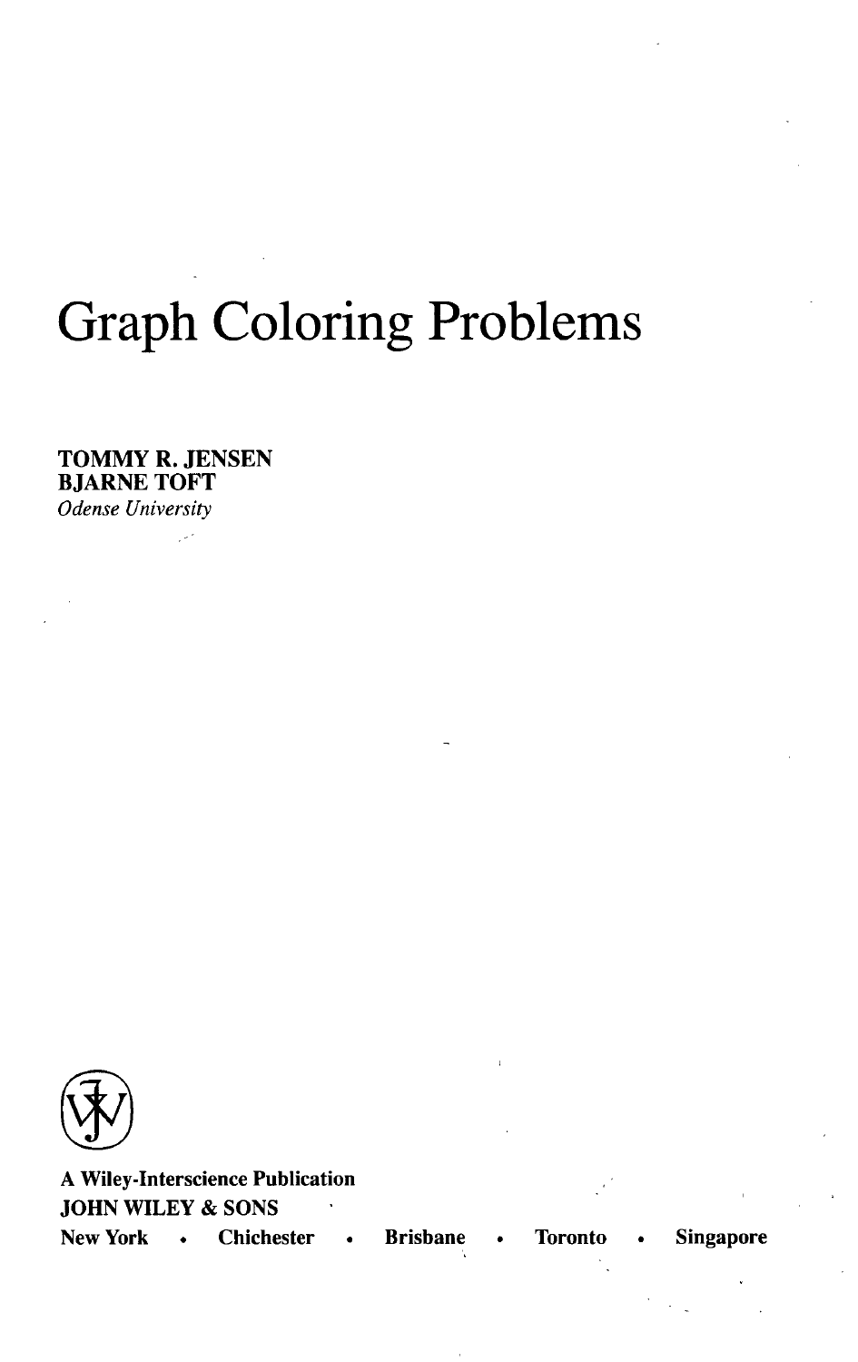# Graph Coloring Problems

**TOMMY R. JENSEN**
**BJARNE TOFT**
*Odense University*

**A Wiley-Interscience Publication**
**JOHN WILEY & SONS**
**New York • Chichester • Brisbane • Toronto • Singapore**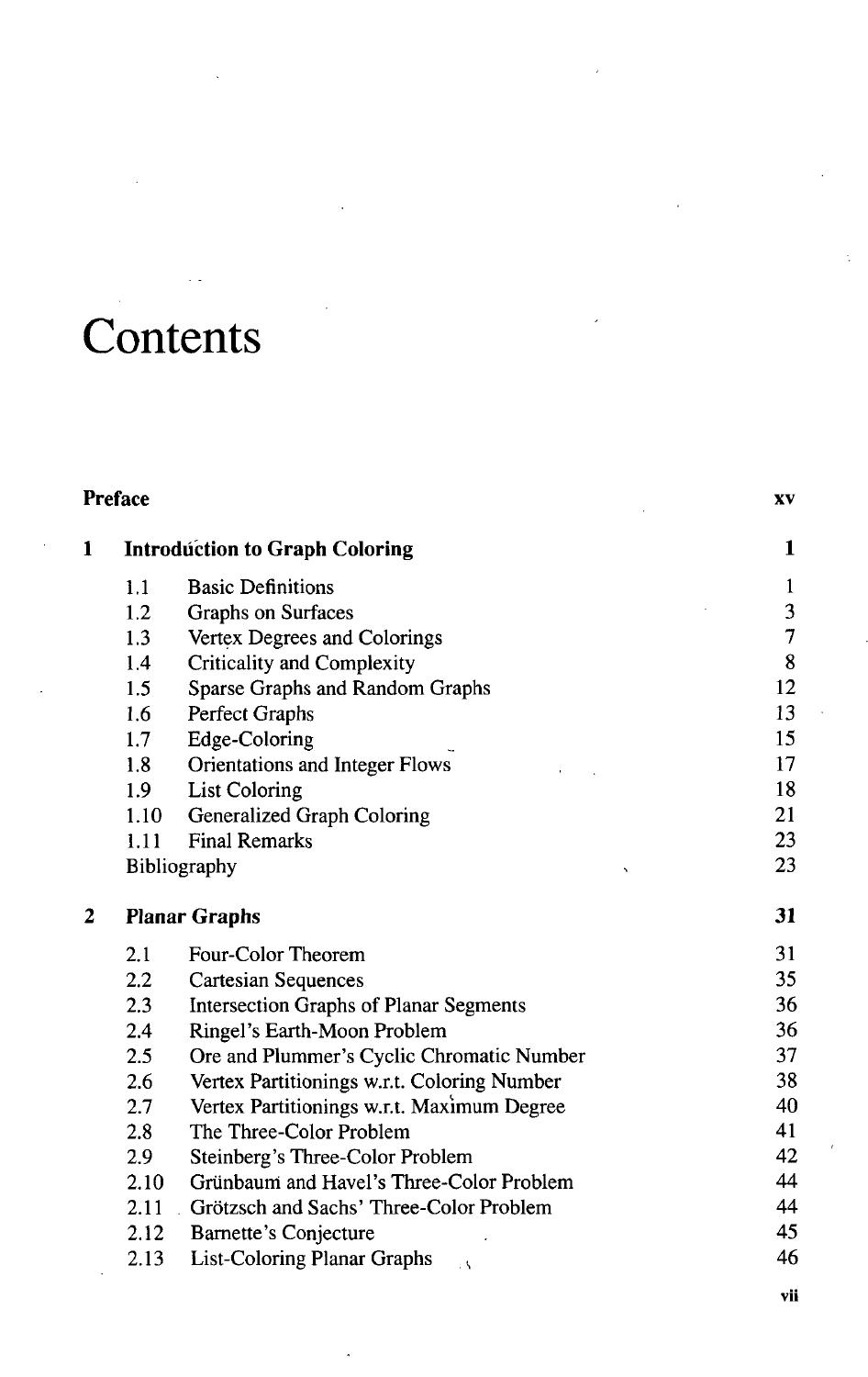# Contents

| | | |
|---|---|---|
| **Preface** | | **xv** |
| **1** | **Introduction to Graph Coloring** | **1** |
| 1.1 | Basic Definitions | 1 |
| 1.2 | Graphs on Surfaces | 3 |
| 1.3 | Vertex Degrees and Colorings | 7 |
| 1.4 | Criticality and Complexity | 8 |
| 1.5 | Sparse Graphs and Random Graphs | 12 |
| 1.6 | Perfect Graphs | 13 |
| 1.7 | Edge-Coloring | 15 |
| 1.8 | Orientations and Integer Flows | 17 |
| 1.9 | List Coloring | 18 |
| 1.10 | Generalized Graph Coloring | 21 |
| 1.11 | Final Remarks | 23 |
| | Bibliography | 23 |
| **2** | **Planar Graphs** | **31** |
| 2.1 | Four-Color Theorem | 31 |
| 2.2 | Cartesian Sequences | 35 |
| 2.3 | Intersection Graphs of Planar Segments | 36 |
| 2.4 | Ringel's Earth-Moon Problem | 36 |
| 2.5 | Ore and Plummer's Cyclic Chromatic Number | 37 |
| 2.6 | Vertex Partitionings w.r.t. Coloring Number | 38 |
| 2.7 | Vertex Partitionings w.r.t. Maximum Degree | 40 |
| 2.8 | The Three-Color Problem | 41 |
| 2.9 | Steinberg's Three-Color Problem | 42 |
| 2.10 | Grünbaum and Havel's Three-Color Problem | 44 |
| 2.11 | Grötzsch and Sachs' Three-Color Problem | 44 |
| 2.12 | Barnette's Conjecture | 45 |
| 2.13 | List-Coloring Planar Graphs | 46 |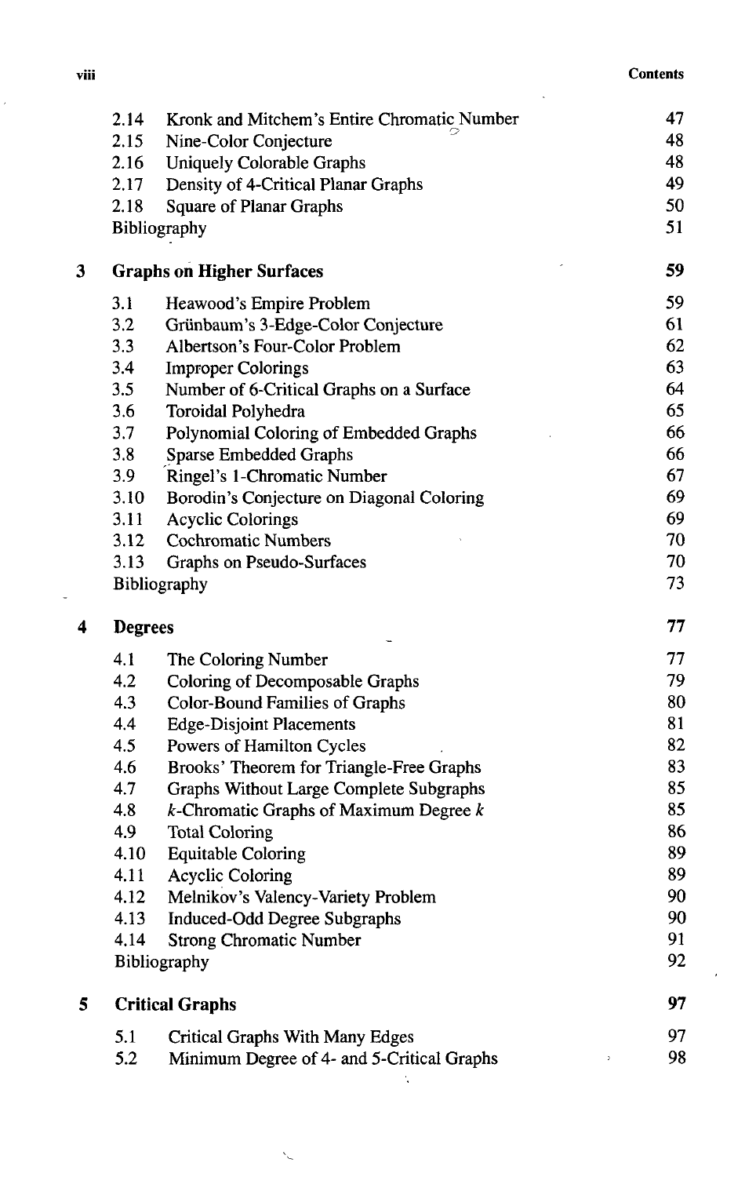| | | |
|---|---|---|
| 2.14 | Kronk and Mitchem's Entire Chromatic Number | 47 |
| 2.15 | Nine-Color Conjecture | 48 |
| 2.16 | Uniquely Colorable Graphs | 48 |
| 2.17 | Density of 4-Critical Planar Graphs | 49 |
| 2.18 | Square of Planar Graphs | 50 |
| | Bibliography | 51 |

## 3 Graphs on Higher Surfaces — 59

| | | |
|---|---|---|
| 3.1 | Heawood's Empire Problem | 59 |
| 3.2 | Grünbaum's 3-Edge-Color Conjecture | 61 |
| 3.3 | Albertson's Four-Color Problem | 62 |
| 3.4 | Improper Colorings | 63 |
| 3.5 | Number of 6-Critical Graphs on a Surface | 64 |
| 3.6 | Toroidal Polyhedra | 65 |
| 3.7 | Polynomial Coloring of Embedded Graphs | 66 |
| 3.8 | Sparse Embedded Graphs | 66 |
| 3.9 | Ringel's 1-Chromatic Number | 67 |
| 3.10 | Borodin's Conjecture on Diagonal Coloring | 69 |
| 3.11 | Acyclic Colorings | 69 |
| 3.12 | Cochromatic Numbers | 70 |
| 3.13 | Graphs on Pseudo-Surfaces | 70 |
| | Bibliography | 73 |

## 4 Degrees — 77

| | | |
|---|---|---|
| 4.1 | The Coloring Number | 77 |
| 4.2 | Coloring of Decomposable Graphs | 79 |
| 4.3 | Color-Bound Families of Graphs | 80 |
| 4.4 | Edge-Disjoint Placements | 81 |
| 4.5 | Powers of Hamilton Cycles | 82 |
| 4.6 | Brooks' Theorem for Triangle-Free Graphs | 83 |
| 4.7 | Graphs Without Large Complete Subgraphs | 85 |
| 4.8 | $k$-Chromatic Graphs of Maximum Degree $k$ | 85 |
| 4.9 | Total Coloring | 86 |
| 4.10 | Equitable Coloring | 89 |
| 4.11 | Acyclic Coloring | 89 |
| 4.12 | Melnikov's Valency-Variety Problem | 90 |
| 4.13 | Induced-Odd Degree Subgraphs | 90 |
| 4.14 | Strong Chromatic Number | 91 |
| | Bibliography | 92 |

## 5 Critical Graphs — 97

| | | |
|---|---|---|
| 5.1 | Critical Graphs With Many Edges | 97 |
| 5.2 | Minimum Degree of 4- and 5-Critical Graphs | 98 |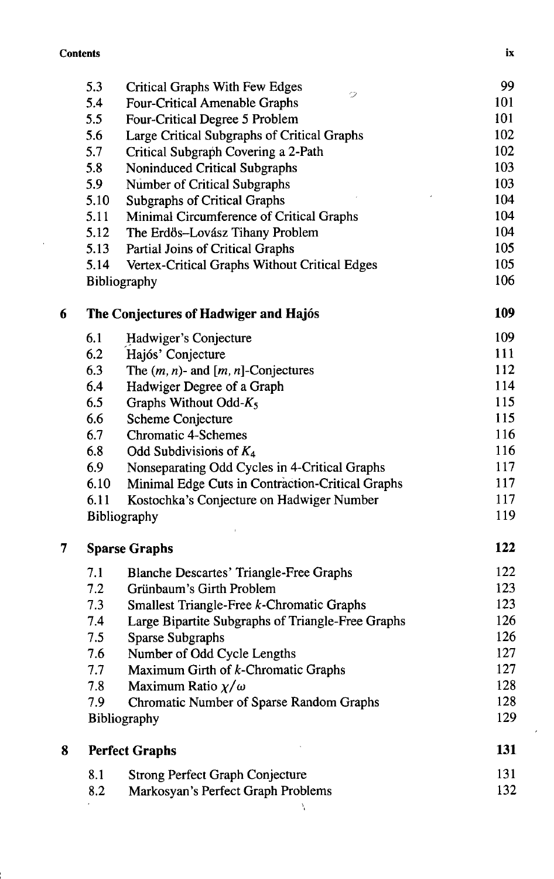| | | |
|---|---|---|
| 5.3 | Critical Graphs With Few Edges | 99 |
| 5.4 | Four-Critical Amenable Graphs | 101 |
| 5.5 | Four-Critical Degree 5 Problem | 101 |
| 5.6 | Large Critical Subgraphs of Critical Graphs | 102 |
| 5.7 | Critical Subgraph Covering a 2-Path | 102 |
| 5.8 | Noninduced Critical Subgraphs | 103 |
| 5.9 | Number of Critical Subgraphs | 103 |
| 5.10 | Subgraphs of Critical Graphs | 104 |
| 5.11 | Minimal Circumference of Critical Graphs | 104 |
| 5.12 | The Erdős–Lovász Tihany Problem | 104 |
| 5.13 | Partial Joins of Critical Graphs | 105 |
| 5.14 | Vertex-Critical Graphs Without Critical Edges | 105 |
| | Bibliography | 106 |

**6 The Conjectures of Hadwiger and Hajós** — **109**

| | | |
|---|---|---|
| 6.1 | Hadwiger's Conjecture | 109 |
| 6.2 | Hajós' Conjecture | 111 |
| 6.3 | The $(m, n)$- and $[m, n]$-Conjectures | 112 |
| 6.4 | Hadwiger Degree of a Graph | 114 |
| 6.5 | Graphs Without Odd-$K_5$ | 115 |
| 6.6 | Scheme Conjecture | 115 |
| 6.7 | Chromatic 4-Schemes | 116 |
| 6.8 | Odd Subdivisions of $K_4$ | 116 |
| 6.9 | Nonseparating Odd Cycles in 4-Critical Graphs | 117 |
| 6.10 | Minimal Edge Cuts in Contraction-Critical Graphs | 117 |
| 6.11 | Kostochka's Conjecture on Hadwiger Number | 117 |
| | Bibliography | 119 |

**7 Sparse Graphs** — **122**

| | | |
|---|---|---|
| 7.1 | Blanche Descartes' Triangle-Free Graphs | 122 |
| 7.2 | Grünbaum's Girth Problem | 123 |
| 7.3 | Smallest Triangle-Free $k$-Chromatic Graphs | 123 |
| 7.4 | Large Bipartite Subgraphs of Triangle-Free Graphs | 126 |
| 7.5 | Sparse Subgraphs | 126 |
| 7.6 | Number of Odd Cycle Lengths | 127 |
| 7.7 | Maximum Girth of $k$-Chromatic Graphs | 127 |
| 7.8 | Maximum Ratio $\chi/\omega$ | 128 |
| 7.9 | Chromatic Number of Sparse Random Graphs | 128 |
| | Bibliography | 129 |

**8 Perfect Graphs** — **131**

| | | |
|---|---|---|
| 8.1 | Strong Perfect Graph Conjecture | 131 |
| 8.2 | Markosyan's Perfect Graph Problems | 132 |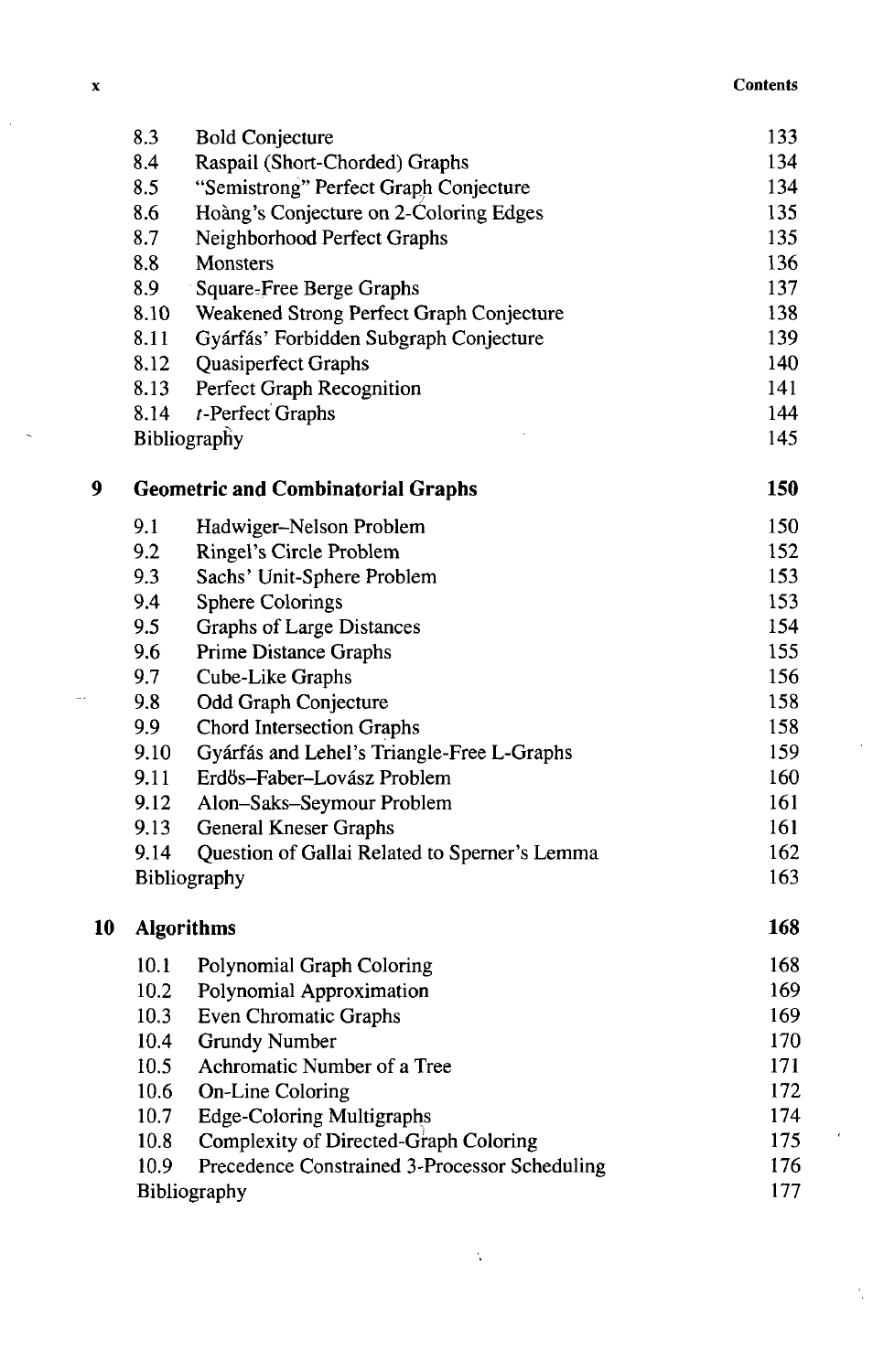| | | |
|---|---|---|
| 8.3 | Bold Conjecture | 133 |
| 8.4 | Raspail (Short-Chorded) Graphs | 134 |
| 8.5 | "Semistrong" Perfect Graph Conjecture | 134 |
| 8.6 | Hoàng's Conjecture on 2-Coloring Edges | 135 |
| 8.7 | Neighborhood Perfect Graphs | 135 |
| 8.8 | Monsters | 136 |
| 8.9 | Square-Free Berge Graphs | 137 |
| 8.10 | Weakened Strong Perfect Graph Conjecture | 138 |
| 8.11 | Gyárfás' Forbidden Subgraph Conjecture | 139 |
| 8.12 | Quasiperfect Graphs | 140 |
| 8.13 | Perfect Graph Recognition | 141 |
| 8.14 | $t$-Perfect Graphs | 144 |
| | Bibliography | 145 |

## 9 Geometric and Combinatorial Graphs — 150

| | | |
|---|---|---|
| 9.1 | Hadwiger–Nelson Problem | 150 |
| 9.2 | Ringel's Circle Problem | 152 |
| 9.3 | Sachs' Unit-Sphere Problem | 153 |
| 9.4 | Sphere Colorings | 153 |
| 9.5 | Graphs of Large Distances | 154 |
| 9.6 | Prime Distance Graphs | 155 |
| 9.7 | Cube-Like Graphs | 156 |
| 9.8 | Odd Graph Conjecture | 158 |
| 9.9 | Chord Intersection Graphs | 158 |
| 9.10 | Gyárfás and Lehel's Triangle-Free L-Graphs | 159 |
| 9.11 | Erdős–Faber–Lovász Problem | 160 |
| 9.12 | Alon–Saks–Seymour Problem | 161 |
| 9.13 | General Kneser Graphs | 161 |
| 9.14 | Question of Gallai Related to Sperner's Lemma | 162 |
| | Bibliography | 163 |

## 10 Algorithms — 168

| | | |
|---|---|---|
| 10.1 | Polynomial Graph Coloring | 168 |
| 10.2 | Polynomial Approximation | 169 |
| 10.3 | Even Chromatic Graphs | 169 |
| 10.4 | Grundy Number | 170 |
| 10.5 | Achromatic Number of a Tree | 171 |
| 10.6 | On-Line Coloring | 172 |
| 10.7 | Edge-Coloring Multigraphs | 174 |
| 10.8 | Complexity of Directed-Graph Coloring | 175 |
| 10.9 | Precedence Constrained 3-Processor Scheduling | 176 |
| | Bibliography | 177 |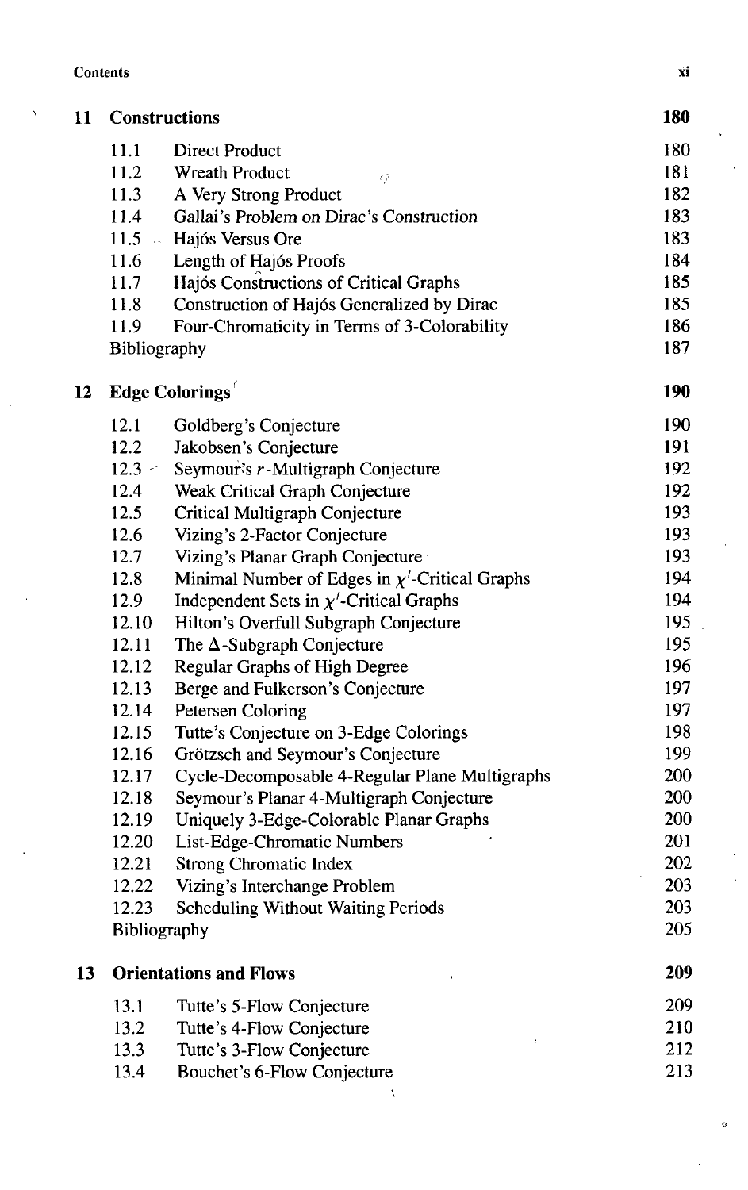| | | |
|---|---|---|
| **11** | **Constructions** | **180** |
| 11.1 | Direct Product | 180 |
| 11.2 | Wreath Product | 181 |
| 11.3 | A Very Strong Product | 182 |
| 11.4 | Gallai's Problem on Dirac's Construction | 183 |
| 11.5 | Hajós Versus Ore | 183 |
| 11.6 | Length of Hajós Proofs | 184 |
| 11.7 | Hajós Constructions of Critical Graphs | 185 |
| 11.8 | Construction of Hajós Generalized by Dirac | 185 |
| 11.9 | Four-Chromaticity in Terms of 3-Colorability | 186 |
| | Bibliography | 187 |
| **12** | **Edge Colorings** | **190** |
| 12.1 | Goldberg's Conjecture | 190 |
| 12.2 | Jakobsen's Conjecture | 191 |
| 12.3 | Seymour's $r$-Multigraph Conjecture | 192 |
| 12.4 | Weak Critical Graph Conjecture | 192 |
| 12.5 | Critical Multigraph Conjecture | 193 |
| 12.6 | Vizing's 2-Factor Conjecture | 193 |
| 12.7 | Vizing's Planar Graph Conjecture | 193 |
| 12.8 | Minimal Number of Edges in $\chi'$-Critical Graphs | 194 |
| 12.9 | Independent Sets in $\chi'$-Critical Graphs | 194 |
| 12.10 | Hilton's Overfull Subgraph Conjecture | 195 |
| 12.11 | The $\Delta$-Subgraph Conjecture | 195 |
| 12.12 | Regular Graphs of High Degree | 196 |
| 12.13 | Berge and Fulkerson's Conjecture | 197 |
| 12.14 | Petersen Coloring | 197 |
| 12.15 | Tutte's Conjecture on 3-Edge Colorings | 198 |
| 12.16 | Grötzsch and Seymour's Conjecture | 199 |
| 12.17 | Cycle-Decomposable 4-Regular Plane Multigraphs | 200 |
| 12.18 | Seymour's Planar 4-Multigraph Conjecture | 200 |
| 12.19 | Uniquely 3-Edge-Colorable Planar Graphs | 200 |
| 12.20 | List-Edge-Chromatic Numbers | 201 |
| 12.21 | Strong Chromatic Index | 202 |
| 12.22 | Vizing's Interchange Problem | 203 |
| 12.23 | Scheduling Without Waiting Periods | 203 |
| | Bibliography | 205 |
| **13** | **Orientations and Flows** | **209** |
| 13.1 | Tutte's 5-Flow Conjecture | 209 |
| 13.2 | Tutte's 4-Flow Conjecture | 210 |
| 13.3 | Tutte's 3-Flow Conjecture | 212 |
| 13.4 | Bouchet's 6-Flow Conjecture | 213 |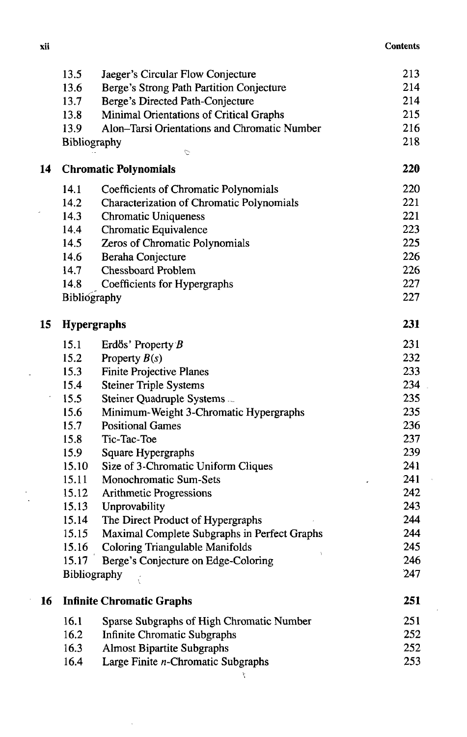| | | |
|---|---|---|
| 13.5 | Jaeger's Circular Flow Conjecture | 213 |
| 13.6 | Berge's Strong Path Partition Conjecture | 214 |
| 13.7 | Berge's Directed Path-Conjecture | 214 |
| 13.8 | Minimal Orientations of Critical Graphs | 215 |
| 13.9 | Alon–Tarsi Orientations and Chromatic Number | 216 |
| | Bibliography | 218 |

## 14 Chromatic Polynomials — 220

| | | |
|---|---|---|
| 14.1 | Coefficients of Chromatic Polynomials | 220 |
| 14.2 | Characterization of Chromatic Polynomials | 221 |
| 14.3 | Chromatic Uniqueness | 221 |
| 14.4 | Chromatic Equivalence | 223 |
| 14.5 | Zeros of Chromatic Polynomials | 225 |
| 14.6 | Beraha Conjecture | 226 |
| 14.7 | Chessboard Problem | 226 |
| 14.8 | Coefficients for Hypergraphs | 227 |
| | Bibliography | 227 |

## 15 Hypergraphs — 231

| | | |
|---|---|---|
| 15.1 | Erdős' Property $B$ | 231 |
| 15.2 | Property $B(s)$ | 232 |
| 15.3 | Finite Projective Planes | 233 |
| 15.4 | Steiner Triple Systems | 234 |
| 15.5 | Steiner Quadruple Systems | 235 |
| 15.6 | Minimum-Weight 3-Chromatic Hypergraphs | 235 |
| 15.7 | Positional Games | 236 |
| 15.8 | Tic-Tac-Toe | 237 |
| 15.9 | Square Hypergraphs | 239 |
| 15.10 | Size of 3-Chromatic Uniform Cliques | 241 |
| 15.11 | Monochromatic Sum-Sets | 241 |
| 15.12 | Arithmetic Progressions | 242 |
| 15.13 | Unprovability | 243 |
| 15.14 | The Direct Product of Hypergraphs | 244 |
| 15.15 | Maximal Complete Subgraphs in Perfect Graphs | 244 |
| 15.16 | Coloring Triangulable Manifolds | 245 |
| 15.17 | Berge's Conjecture on Edge-Coloring | 246 |
| | Bibliography | 247 |

## 16 Infinite Chromatic Graphs — 251

| | | |
|---|---|---|
| 16.1 | Sparse Subgraphs of High Chromatic Number | 251 |
| 16.2 | Infinite Chromatic Subgraphs | 252 |
| 16.3 | Almost Bipartite Subgraphs | 252 |
| 16.4 | Large Finite $n$-Chromatic Subgraphs | 253 |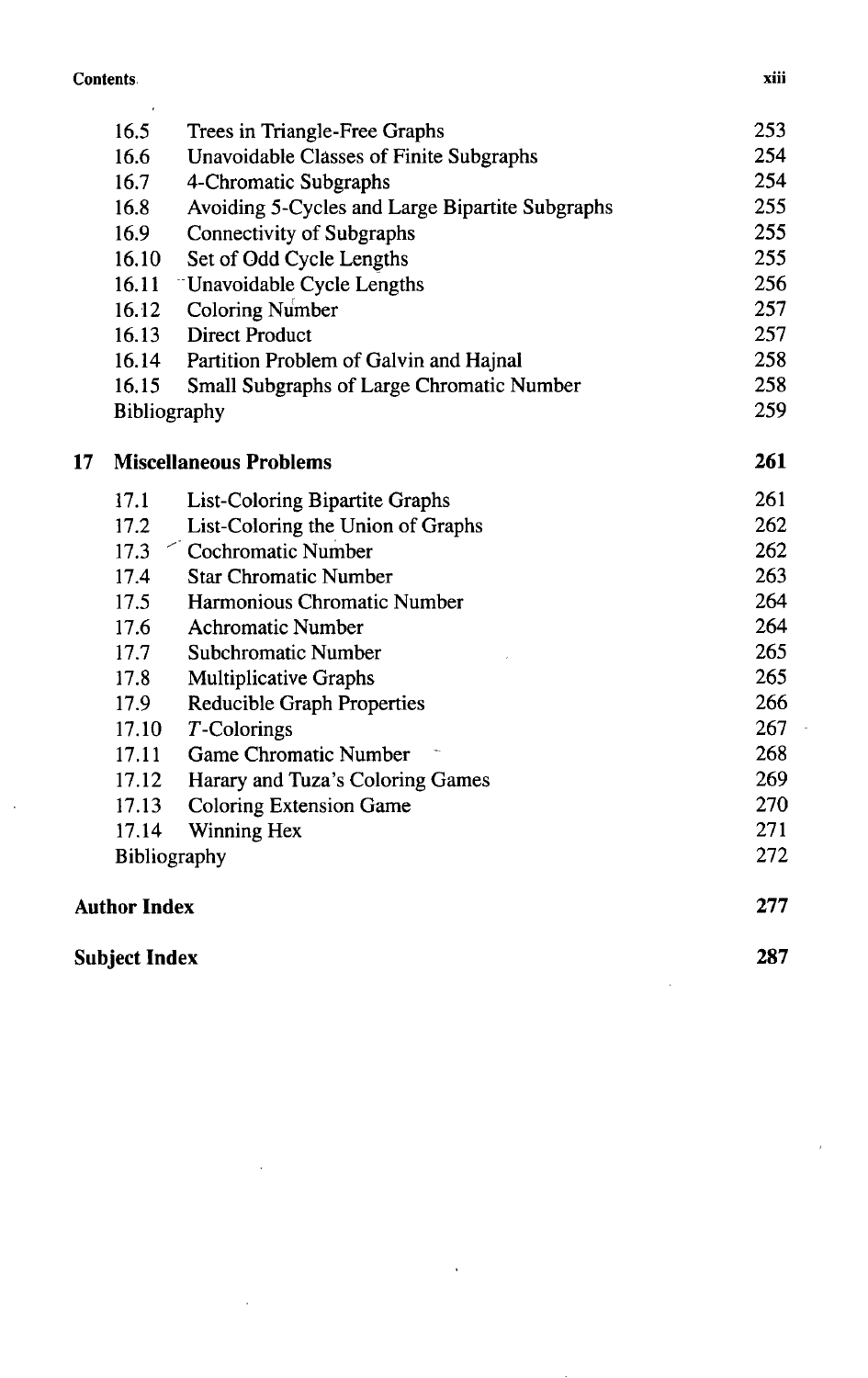| | | |
|---|---|---|
| 16.5 | Trees in Triangle-Free Graphs | 253 |
| 16.6 | Unavoidable Classes of Finite Subgraphs | 254 |
| 16.7 | 4-Chromatic Subgraphs | 254 |
| 16.8 | Avoiding 5-Cycles and Large Bipartite Subgraphs | 255 |
| 16.9 | Connectivity of Subgraphs | 255 |
| 16.10 | Set of Odd Cycle Lengths | 255 |
| 16.11 | Unavoidable Cycle Lengths | 256 |
| 16.12 | Coloring Number | 257 |
| 16.13 | Direct Product | 257 |
| 16.14 | Partition Problem of Galvin and Hajnal | 258 |
| 16.15 | Small Subgraphs of Large Chromatic Number | 258 |
| | Bibliography | 259 |

**17 Miscellaneous Problems** **261**

| | | |
|---|---|---|
| 17.1 | List-Coloring Bipartite Graphs | 261 |
| 17.2 | List-Coloring the Union of Graphs | 262 |
| 17.3 | Cochromatic Number | 262 |
| 17.4 | Star Chromatic Number | 263 |
| 17.5 | Harmonious Chromatic Number | 264 |
| 17.6 | Achromatic Number | 264 |
| 17.7 | Subchromatic Number | 265 |
| 17.8 | Multiplicative Graphs | 265 |
| 17.9 | Reducible Graph Properties | 266 |
| 17.10 | $T$-Colorings | 267 |
| 17.11 | Game Chromatic Number | 268 |
| 17.12 | Harary and Tuza's Coloring Games | 269 |
| 17.13 | Coloring Extension Game | 270 |
| 17.14 | Winning Hex | 271 |
| | Bibliography | 272 |

**Author Index** **277**

**Subject Index** **287**